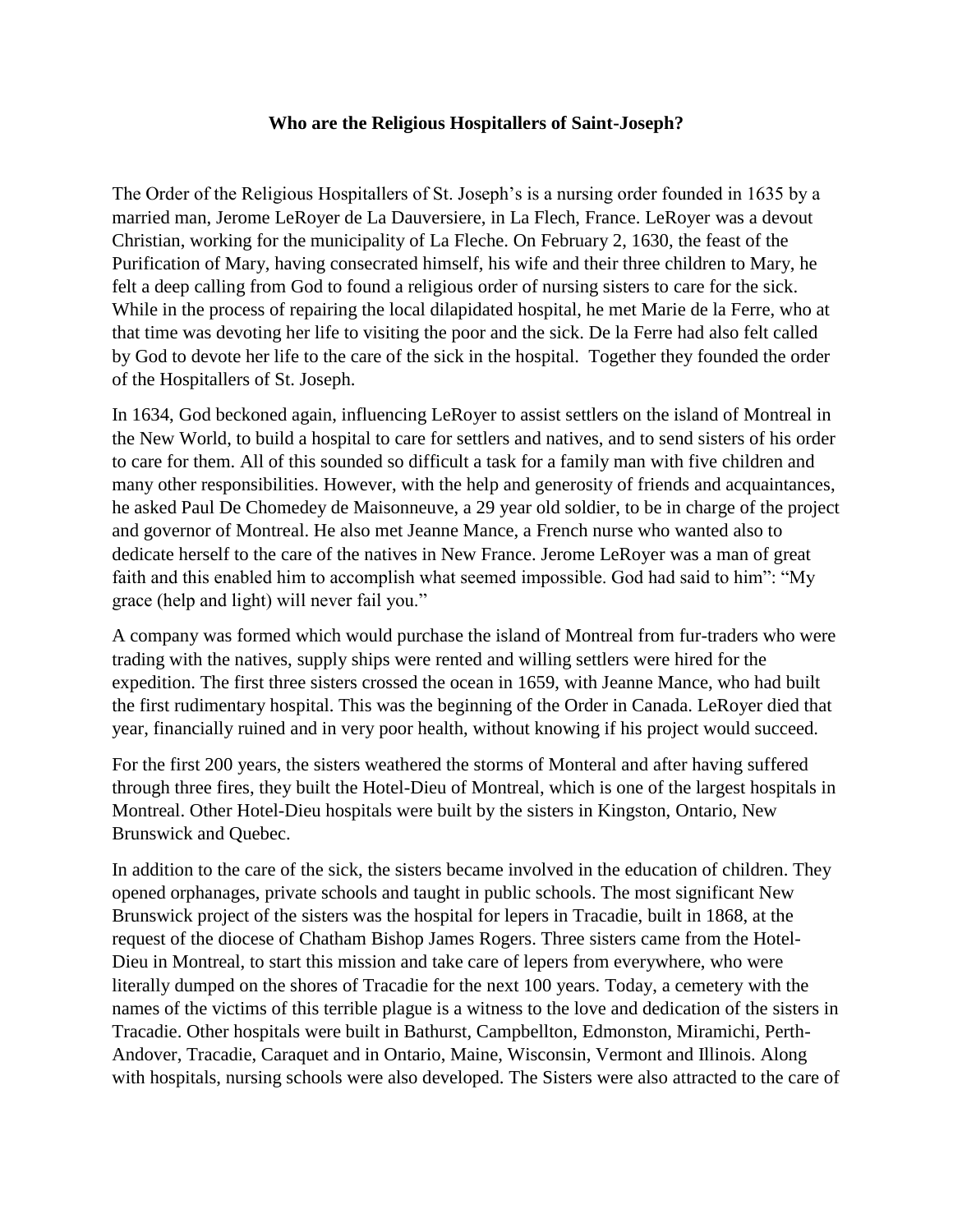**Who are the Religious Hospitallers of Saint-Joseph?**

The Order of the Religious Hospitallers of St. Joseph's is a nursing order founded in 1635 by a married man, Jerome LeRoyer de La Dauversiere, in La Flech, France. LeRoyer was a devout Christian, working for the municipality of La Fleche. On February 2, 1630, the feast of the Purification of Mary, having consecrated himself, his wife and their three children to Mary, he felt a deep calling from God to found a religious order of nursing sisters to care for the sick. While in the process of repairing the local dilapidated hospital, he met Marie de la Ferre, who at that time was devoting her life to visiting the poor and the sick. De la Ferre had also felt called by God to devote her life to the care of the sick in the hospital. Together they founded the order of the Hospitallers of St. Joseph.

In 1634, God beckoned again, influencing LeRoyer to assist settlers on the island of Montreal in the New World, to build a hospital to care for settlers and natives, and to send sisters of his order to care for them. All of this sounded so difficult a task for a family man with five children and many other responsibilities. However, with the help and generosity of friends and acquaintances, he asked Paul De Chomedey de Maisonneuve, a 29 year old soldier, to be in charge of the project and governor of Montreal. He also met Jeanne Mance, a French nurse who wanted also to dedicate herself to the care of the natives in New France. Jerome LeRoyer was a man of great faith and this enabled him to accomplish what seemed impossible. God had said to him": "My grace (help and light) will never fail you."

A company was formed which would purchase the island of Montreal from fur-traders who were trading with the natives, supply ships were rented and willing settlers were hired for the expedition. The first three sisters crossed the ocean in 1659, with Jeanne Mance, who had built the first rudimentary hospital. This was the beginning of the Order in Canada. LeRoyer died that year, financially ruined and in very poor health, without knowing if his project would succeed.

For the first 200 years, the sisters weathered the storms of Monteral and after having suffered through three fires, they built the Hotel-Dieu of Montreal, which is one of the largest hospitals in Montreal. Other Hotel-Dieu hospitals were built by the sisters in Kingston, Ontario, New Brunswick and Quebec.

In addition to the care of the sick, the sisters became involved in the education of children. They opened orphanages, private schools and taught in public schools. The most significant New Brunswick project of the sisters was the hospital for lepers in Tracadie, built in 1868, at the request of the diocese of Chatham Bishop James Rogers. Three sisters came from the Hotel-Dieu in Montreal, to start this mission and take care of lepers from everywhere, who were literally dumped on the shores of Tracadie for the next 100 years. Today, a cemetery with the names of the victims of this terrible plague is a witness to the love and dedication of the sisters in Tracadie. Other hospitals were built in Bathurst, Campbellton, Edmonston, Miramichi, Perth-Andover, Tracadie, Caraquet and in Ontario, Maine, Wisconsin, Vermont and Illinois. Along with hospitals, nursing schools were also developed. The Sisters were also attracted to the care of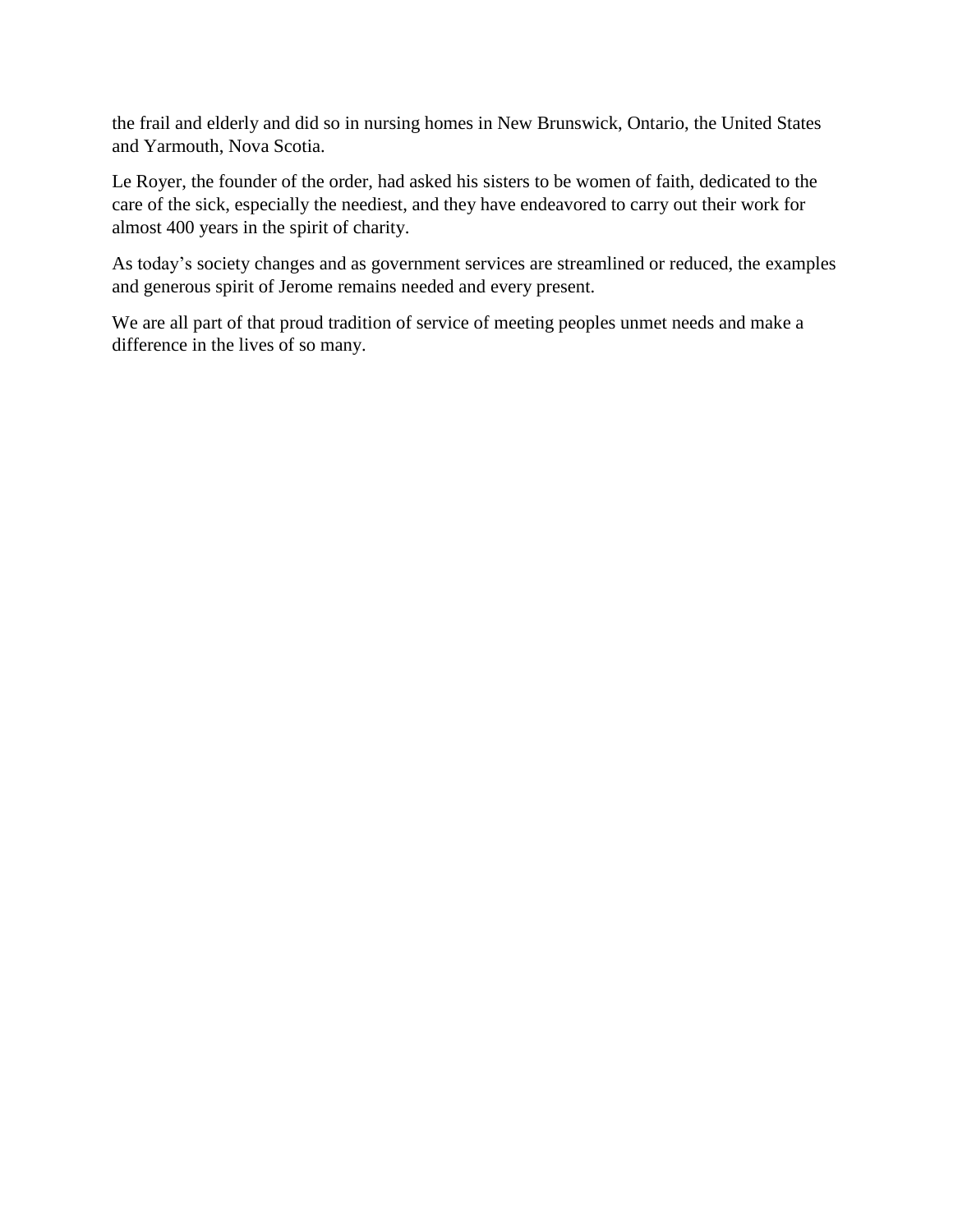the frail and elderly and did so in nursing homes in New Brunswick, Ontario, the United States and Yarmouth, Nova Scotia.

Le Royer, the founder of the order, had asked his sisters to be women of faith, dedicated to the care of the sick, especially the neediest, and they have endeavored to carry out their work for almost 400 years in the spirit of charity.

As today's society changes and as government services are streamlined or reduced, the examples and generous spirit of Jerome remains needed and every present.

We are all part of that proud tradition of service of meeting peoples unmet needs and make a difference in the lives of so many.